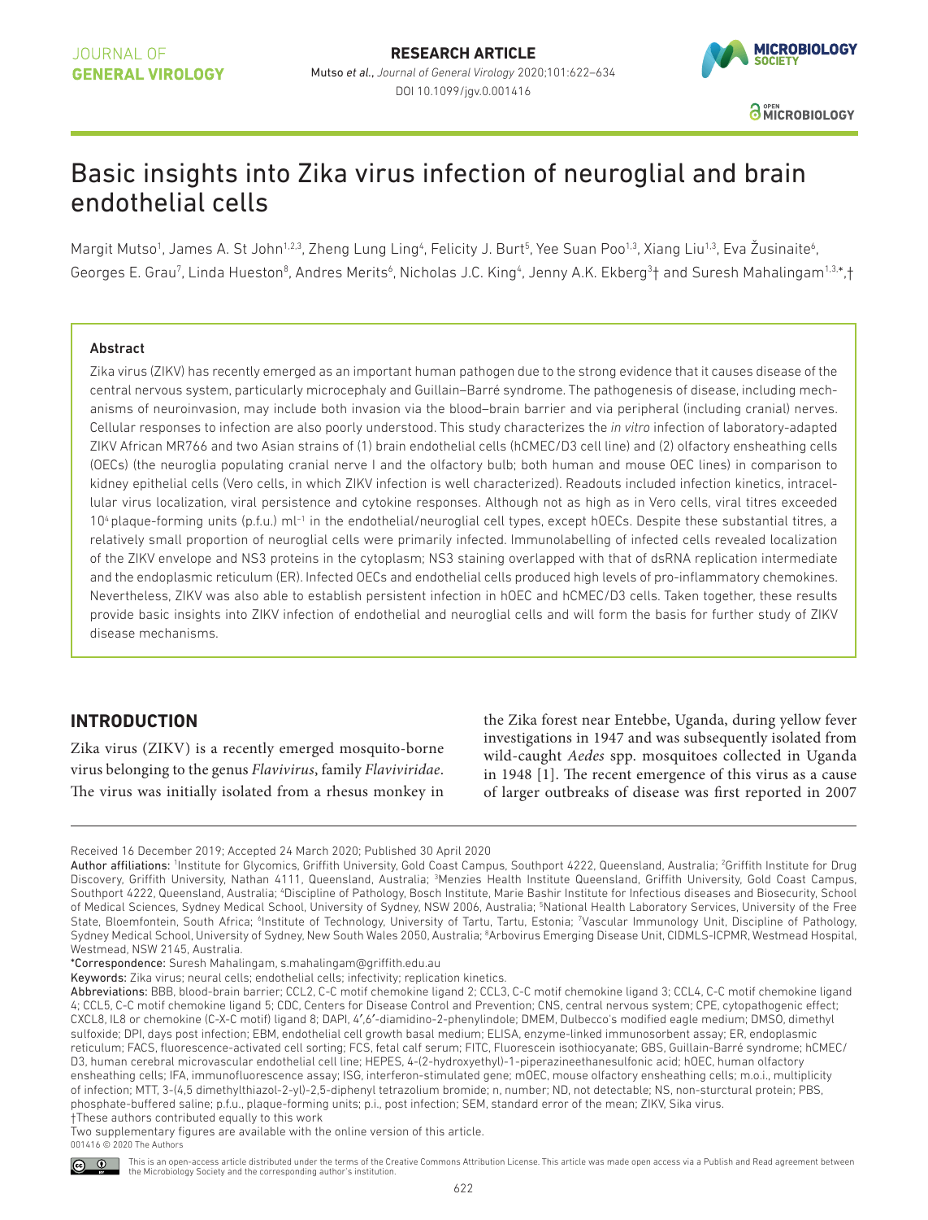JOURNAL OF **GENERAL VIROLOGY**

**RESEARCH ARTICLE**

Mutso *et al.*, *Journal of General Virology* 2020;101:622–634

DOI 10.1099/jgv.0.001416

# Basic insights into Zika virus infection of neuroglial and brain endothelial cells

Margit Mutso[1], James A. St John[1,2,3], Zheng Lung Ling[4], Felicity J. Burt[5], Yee Suan Poo[1,3], Xiang Liu[1,3], Eva Žusinaite[6], Georges E. Grau[7], Linda Hueston[8], Andres Merits[6], Nicholas J.C. King[4], Jenny A.K. Ekberg[3]† and Suresh Mahalingam[1,3,*,†]

### Abstract

Zika virus (ZIKV) has recently emerged as an important human pathogen due to the strong evidence that it causes disease of the central nervous system, particularly microcephaly and Guillain–Barré syndrome. The pathogenesis of disease, including mechanisms of neuroinvasion, may include both invasion via the blood–brain barrier and via peripheral (including cranial) nerves. Cellular responses to infection are also poorly understood. This study characterizes the *in vitro* infection of laboratory-adapted ZIKV African MR766 and two Asian strains of (1) brain endothelial cells (hCMEC/D3 cell line) and (2) olfactory ensheathing cells (OECs) (the neuroglia populating cranial nerve I and the olfactory bulb; both human and mouse OEC lines) in comparison to kidney epithelial cells (Vero cells, in which ZIKV infection is well characterized). Readouts included infection kinetics, intracellular virus localization, viral persistence and cytokine responses. Although not as high as in Vero cells, viral titres exceeded $10^4$ plaque-forming units (p.f.u.) $ml^{-1}$ in the endothelial/neuroglial cell types, except hOECs. Despite these substantial titres, a relatively small proportion of neuroglial cells were primarily infected. Immunolabelling of infected cells revealed localization of the ZIKV envelope and NS3 proteins in the cytoplasm; NS3 staining overlapped with that of dsRNA replication intermediate and the endoplasmic reticulum (ER). Infected OECs and endothelial cells produced high levels of pro-inflammatory chemokines. Nevertheless, ZIKV was also able to establish persistent infection in hOEC and hCMEC/D3 cells. Taken together, these results provide basic insights into ZIKV infection of endothelial and neuroglial cells and will form the basis for further study of ZIKV disease mechanisms.

## INTRODUCTION

Zika virus (ZIKV) is a recently emerged mosquito-borne virus belonging to the genus *Flavivirus*, family *Flaviviridae*. The virus was initially isolated from a rhesus monkey in the Zika forest near Entebbe, Uganda, during yellow fever investigations in 1947 and was subsequently isolated from wild-caught *Aedes* spp. mosquitoes collected in Uganda in 1948 [1]. The recent emergence of this virus as a cause of larger outbreaks of disease was first reported in 2007

Received 16 December 2019; Accepted 24 March 2020; Published 30 April 2020

Author affiliations: [1]Institute for Glycomics, Griffith University, Gold Coast Campus, Southport 4222, Queensland, Australia; [2]Griffith Institute for Drug Discovery, Griffith University, Nathan 4111, Queensland, Australia; [3]Menzies Health Institute Queensland, Griffith University, Gold Coast Campus, Southport 4222, Queensland, Australia; [4]Discipline of Pathology, Bosch Institute, Marie Bashir Institute for Infectious diseases and Biosecurity, School of Medical Sciences, Sydney Medical School, University of Sydney, NSW 2006, Australia; [5]National Health Laboratory Services, University of the Free State, Bloemfontein, South Africa; [6]Institute of Technology, University of Tartu, Tartu, Estonia; [7]Vascular Immunology Unit, Discipline of Pathology, Sydney Medical School, University of Sydney, New South Wales 2050, Australia; [8]Arbovirus Emerging Disease Unit, CIDMLS-ICPMR, Westmead Hospital, Westmead, NSW 2145, Australia.

*Correspondence: Suresh Mahalingam, s.mahalingam@griffith.edu.au

Keywords: Zika virus; neural cells; endothelial cells; infectivity; replication kinetics.

Abbreviations: BBB, blood-brain barrier; CCL2, C-C motif chemokine ligand 2; CCL3, C-C motif chemokine ligand 3; CCL4, C-C motif chemokine ligand 4; CCL5, C-C motif chemokine ligand 5; CDC, Centers for Disease Control and Prevention; CNS, central nervous system; CPE, cytopathogenic effect; CXCL8, IL8 or chemokine (C-X-C motif) ligand 8; DAPI, 4′,6′-diamidino-2-phenylindole; DMEM, Dulbecco's modified eagle medium; DMSO, dimethyl sulfoxide; DPI, days post infection; EBM, endothelial cell growth basal medium; ELISA, enzyme-linked immunosorbent assay; ER, endoplasmic reticulum; FACS, fluorescence-activated cell sorting; FCS, fetal calf serum; FITC, Fluorescein isothiocyanate; GBS, Guillain-Barré syndrome; hCMEC/D3, human cerebral microvascular endothelial cell line; HEPES, 4-(2-hydroxyethyl)-1-piperazineethanesulfonic acid; hOEC, human olfactory ensheathing cells; IFA, immunofluorescence assay; ISG, interferon-stimulated gene; mOEC, mouse olfactory ensheathing cells; m.o.i., multiplicity of infection; MTT, 3-(4,5 dimethylthiazol-2-yl)-2,5-diphenyl tetrazolium bromide; n, number; ND, not detectable; NS, non-sturctural protein; PBS, phosphate-buffered saline; p.f.u., plaque-forming units; p.i., post infection; SEM, standard error of the mean; ZIKV, Sika virus.

†These authors contributed equally to this work

Two supplementary figures are available with the online version of this article.

001416 © 2020 The Authors

This is an open-access article distributed under the terms of the Creative Commons Attribution License. This article was made open access via a Publish and Read agreement between the Microbiology Society and the corresponding author's institution.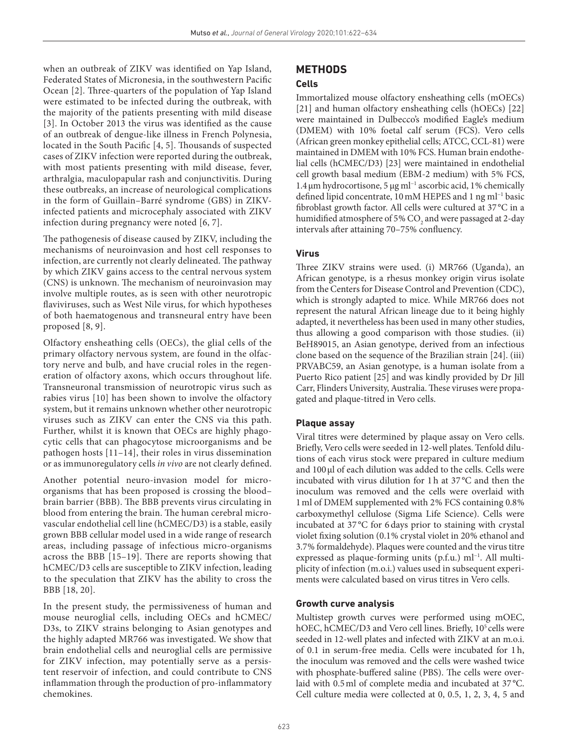when an outbreak of ZIKV was identified on Yap Island, Federated States of Micronesia, in the southwestern Pacific Ocean [2]. Three-quarters of the population of Yap Island were estimated to be infected during the outbreak, with the majority of the patients presenting with mild disease [3]. In October 2013 the virus was identified as the cause of an outbreak of dengue-like illness in French Polynesia, located in the South Pacific [4, 5]. Thousands of suspected cases of ZIKV infection were reported during the outbreak, with most patients presenting with mild disease, fever, arthralgia, maculopapular rash and conjunctivitis. During these outbreaks, an increase of neurological complications in the form of Guillain–Barré syndrome (GBS) in ZIKV-infected patients and microcephaly associated with ZIKV infection during pregnancy were noted [6, 7].

The pathogenesis of disease caused by ZIKV, including the mechanisms of neuroinvasion and host cell responses to infection, are currently not clearly delineated. The pathway by which ZIKV gains access to the central nervous system (CNS) is unknown. The mechanism of neuroinvasion may involve multiple routes, as is seen with other neurotropic flaviviruses, such as West Nile virus, for which hypotheses of both haematogenous and transneural entry have been proposed [8, 9].

Olfactory ensheathing cells (OECs), the glial cells of the primary olfactory nervous system, are found in the olfactory nerve and bulb, and have crucial roles in the regeneration of olfactory axons, which occurs throughout life. Transneuronal transmission of neurotropic virus such as rabies virus [10] has been shown to involve the olfactory system, but it remains unknown whether other neurotropic viruses such as ZIKV can enter the CNS via this path. Further, whilst it is known that OECs are highly phagocytic cells that can phagocytose microorganisms and be pathogen hosts [11–14], their roles in virus dissemination or as immunoregulatory cells *in vivo* are not clearly defined.

Another potential neuro-invasion model for microorganisms that has been proposed is crossing the blood–brain barrier (BBB). The BBB prevents virus circulating in blood from entering the brain. The human cerebral microvascular endothelial cell line (hCMEC/D3) is a stable, easily grown BBB cellular model used in a wide range of research areas, including passage of infectious micro-organisms across the BBB [15–19]. There are reports showing that hCMEC/D3 cells are susceptible to ZIKV infection, leading to the speculation that ZIKV has the ability to cross the BBB [18, 20].

In the present study, the permissiveness of human and mouse neuroglial cells, including OECs and hCMEC/D3s, to ZIKV strains belonging to Asian genotypes and the highly adapted MR766 was investigated. We show that brain endothelial cells and neuroglial cells are permissive for ZIKV infection, may potentially serve as a persistent reservoir of infection, and could contribute to CNS inflammation through the production of pro-inflammatory chemokines.

# METHODS

## Cells

Immortalized mouse olfactory ensheathing cells (mOECs) [21] and human olfactory ensheathing cells (hOECs) [22] were maintained in Dulbecco's modified Eagle's medium (DMEM) with 10% foetal calf serum (FCS). Vero cells (African green monkey epithelial cells; ATCC, CCL-81) were maintained in DMEM with 10% FCS. Human brain endothelial cells (hCMEC/D3) [23] were maintained in endothelial cell growth basal medium (EBM-2 medium) with 5% FCS, 1.4 µm hydrocortisone, 5 µg $ml^{-1}$ ascorbic acid, 1% chemically defined lipid concentrate, 10 mM HEPES and 1 ng $ml^{-1}$ basic fibroblast growth factor. All cells were cultured at 37 °C in a humidified atmosphere of 5% $CO_2$ and were passaged at 2-day intervals after attaining 70–75% confluency.

## Virus

Three ZIKV strains were used. (i) MR766 (Uganda), an African genotype, is a rhesus monkey origin virus isolate from the Centers for Disease Control and Prevention (CDC), which is strongly adapted to mice. While MR766 does not represent the natural African lineage due to it being highly adapted, it nevertheless has been used in many other studies, thus allowing a good comparison with those studies. (ii) BeH89015, an Asian genotype, derived from an infectious clone based on the sequence of the Brazilian strain [24]. (iii) PRVABC59, an Asian genotype, is a human isolate from a Puerto Rico patient [25] and was kindly provided by Dr Jill Carr, Flinders University, Australia. These viruses were propagated and plaque-titred in Vero cells.

## Plaque assay

Viral titres were determined by plaque assay on Vero cells. Briefly, Vero cells were seeded in 12-well plates. Tenfold dilutions of each virus stock were prepared in culture medium and 100 µl of each dilution was added to the cells. Cells were incubated with virus dilution for 1 h at 37 °C and then the inoculum was removed and the cells were overlaid with 1 ml of DMEM supplemented with 2% FCS containing 0.8% carboxymethyl cellulose (Sigma Life Science). Cells were incubated at 37 °C for 6 days prior to staining with crystal violet fixing solution (0.1% crystal violet in 20% ethanol and 3.7% formaldehyde). Plaques were counted and the virus titre expressed as plaque-forming units (p.f.u.) $ml^{-1}$. All multiplicity of infection (m.o.i.) values used in subsequent experiments were calculated based on virus titres in Vero cells.

## Growth curve analysis

Multistep growth curves were performed using mOEC, hOEC, hCMEC/D3 and Vero cell lines. Briefly, $10^5$ cells were seeded in 12-well plates and infected with ZIKV at an m.o.i. of 0.1 in serum-free media. Cells were incubated for 1 h, the inoculum was removed and the cells were washed twice with phosphate-buffered saline (PBS). The cells were overlaid with 0.5 ml of complete media and incubated at 37 °C. Cell culture media were collected at 0, 0.5, 1, 2, 3, 4, 5 and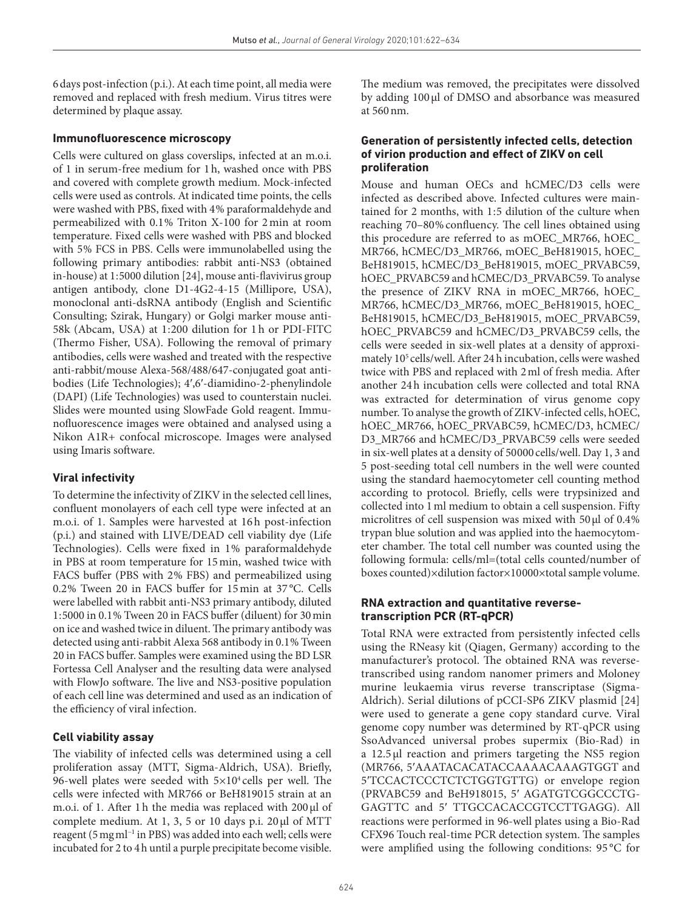6 days post-infection (p.i.). At each time point, all media were removed and replaced with fresh medium. Virus titres were determined by plaque assay.

### Immunofluorescence microscopy

Cells were cultured on glass coverslips, infected at an m.o.i. of 1 in serum-free medium for 1 h, washed once with PBS and covered with complete growth medium. Mock-infected cells were used as controls. At indicated time points, the cells were washed with PBS, fixed with 4% paraformaldehyde and permeabilized with 0.1% Triton X-100 for 2 min at room temperature. Fixed cells were washed with PBS and blocked with 5% FCS in PBS. Cells were immunolabelled using the following primary antibodies: rabbit anti-NS3 (obtained in-house) at 1:5000 dilution [24], mouse anti-flavivirus group antigen antibody, clone D1-4G2-4-15 (Millipore, USA), monoclonal anti-dsRNA antibody (English and Scientific Consulting; Szirak, Hungary) or Golgi marker mouse anti-58k (Abcam, USA) at 1:200 dilution for 1 h or PDI-FITC (Thermo Fisher, USA). Following the removal of primary antibodies, cells were washed and treated with the respective anti-rabbit/mouse Alexa-568/488/647-conjugated goat antibodies (Life Technologies); 4′,6′-diamidino-2-phenylindole (DAPI) (Life Technologies) was used to counterstain nuclei. Slides were mounted using SlowFade Gold reagent. Immunofluorescence images were obtained and analysed using a Nikon A1R+ confocal microscope. Images were analysed using Imaris software.

### Viral infectivity

To determine the infectivity of ZIKV in the selected cell lines, confluent monolayers of each cell type were infected at an m.o.i. of 1. Samples were harvested at 16 h post-infection (p.i.) and stained with LIVE/DEAD cell viability dye (Life Technologies). Cells were fixed in 1% paraformaldehyde in PBS at room temperature for 15 min, washed twice with FACS buffer (PBS with 2% FBS) and permeabilized using 0.2% Tween 20 in FACS buffer for 15 min at 37 °C. Cells were labelled with rabbit anti-NS3 primary antibody, diluted 1:5000 in 0.1% Tween 20 in FACS buffer (diluent) for 30 min on ice and washed twice in diluent. The primary antibody was detected using anti-rabbit Alexa 568 antibody in 0.1% Tween 20 in FACS buffer. Samples were examined using the BD LSR Fortessa Cell Analyser and the resulting data were analysed with FlowJo software. The live and NS3-positive population of each cell line was determined and used as an indication of the efficiency of viral infection.

### Cell viability assay

The viability of infected cells was determined using a cell proliferation assay (MTT, Sigma-Aldrich, USA). Briefly, 96-well plates were seeded with $5\times10^4$ cells per well. The cells were infected with MR766 or BeH819015 strain at an m.o.i. of 1. After 1 h the media was replaced with 200 µl of complete medium. At 1, 3, 5 or 10 days p.i. 20 µl of MTT reagent (5 mg ml$^{-1}$ in PBS) was added into each well; cells were incubated for 2 to 4 h until a purple precipitate become visible. The medium was removed, the precipitates were dissolved by adding 100 µl of DMSO and absorbance was measured at 560 nm.

### Generation of persistently infected cells, detection of virion production and effect of ZIKV on cell proliferation

Mouse and human OECs and hCMEC/D3 cells were infected as described above. Infected cultures were maintained for 2 months, with 1:5 dilution of the culture when reaching 70–80% confluency. The cell lines obtained using this procedure are referred to as mOEC_MR766, hOEC_MR766, hCMEC/D3_MR766, mOEC_BeH819015, hOEC_BeH819015, hCMEC/D3_BeH819015, mOEC_PRVABC59, hOEC_PRVABC59 and hCMEC/D3_PRVABC59. To analyse the presence of ZIKV RNA in mOEC_MR766, hOEC_MR766, hCMEC/D3_MR766, mOEC_BeH819015, hOEC_BeH819015, hCMEC/D3_BeH819015, mOEC_PRVABC59, hOEC_PRVABC59 and hCMEC/D3_PRVABC59 cells, the cells were seeded in six-well plates at a density of approximately $10^5$ cells/well. After 24 h incubation, cells were washed twice with PBS and replaced with 2 ml of fresh media. After another 24 h incubation cells were collected and total RNA was extracted for determination of virus genome copy number. To analyse the growth of ZIKV-infected cells, hOEC, hOEC_MR766, hOEC_PRVABC59, hCMEC/D3, hCMEC/D3_MR766 and hCMEC/D3_PRVABC59 cells were seeded in six-well plates at a density of 50000 cells/well. Day 1, 3 and 5 post-seeding total cell numbers in the well were counted using the standard haemocytometer cell counting method according to protocol. Briefly, cells were trypsinized and collected into 1 ml medium to obtain a cell suspension. Fifty microlitres of cell suspension was mixed with 50 µl of 0.4% trypan blue solution and was applied into the haemocytometer chamber. The total cell number was counted using the following formula: cells/ml=(total cells counted/number of boxes counted)×dilution factor×10000×total sample volume.

### RNA extraction and quantitative reverse-transcription PCR (RT-qPCR)

Total RNA were extracted from persistently infected cells using the RNeasy kit (Qiagen, Germany) according to the manufacturer's protocol. The obtained RNA was reverse-transcribed using random nanomer primers and Moloney murine leukaemia virus reverse transcriptase (Sigma-Aldrich). Serial dilutions of pCCI-SP6 ZIKV plasmid [24] were used to generate a gene copy standard curve. Viral genome copy number was determined by RT-qPCR using SsoAdvanced universal probes supermix (Bio-Rad) in a 12.5 µl reaction and primers targeting the NS5 region (MR766, 5′AAATACACATACCAAAACAAAGTGGT and 5′TCCACTCCCTCTCTGGTGTTG) or envelope region (PRVABC59 and BeH918015, 5′ AGATGTCGGCCCTGGAGTTC and 5′ TTGCCACACCGTCCTTGAGG). All reactions were performed in 96-well plates using a Bio-Rad CFX96 Touch real-time PCR detection system. The samples were amplified using the following conditions: 95 °C for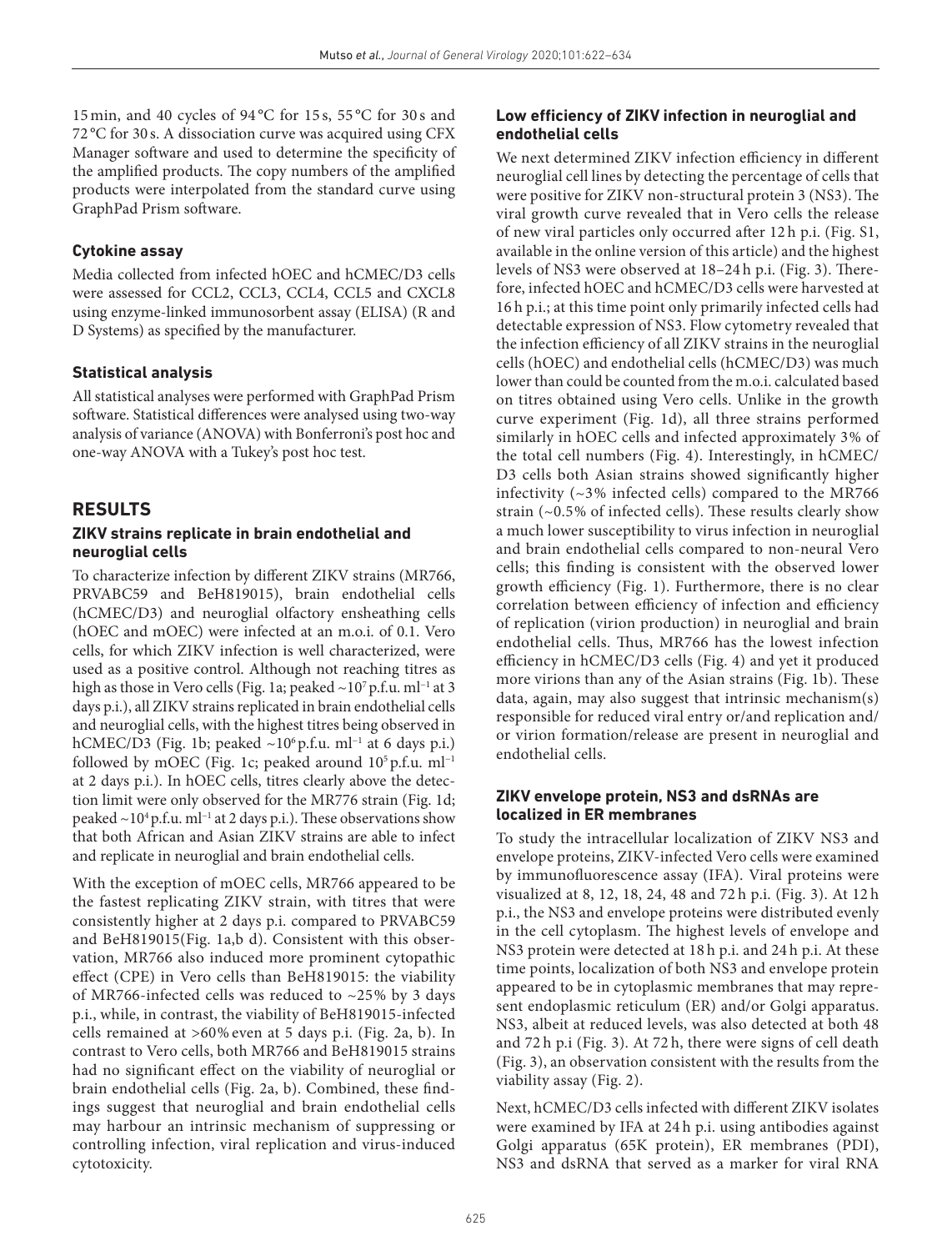15 min, and 40 cycles of 94 °C for 15 s, 55 °C for 30 s and 72 °C for 30 s. A dissociation curve was acquired using CFX Manager software and used to determine the specificity of the amplified products. The copy numbers of the amplified products were interpolated from the standard curve using GraphPad Prism software.

### Cytokine assay

Media collected from infected hOEC and hCMEC/D3 cells were assessed for CCL2, CCL3, CCL4, CCL5 and CXCL8 using enzyme-linked immunosorbent assay (ELISA) (R and D Systems) as specified by the manufacturer.

### Statistical analysis

All statistical analyses were performed with GraphPad Prism software. Statistical differences were analysed using two-way analysis of variance (ANOVA) with Bonferroni's post hoc and one-way ANOVA with a Tukey's post hoc test.

## RESULTS

### ZIKV strains replicate in brain endothelial and neuroglial cells

To characterize infection by different ZIKV strains (MR766, PRVABC59 and BeH819015), brain endothelial cells (hCMEC/D3) and neuroglial olfactory ensheathing cells (hOEC and mOEC) were infected at an m.o.i. of 0.1. Vero cells, for which ZIKV infection is well characterized, were used as a positive control. Although not reaching titres as high as those in Vero cells (Fig. 1a; peaked ~$10^7$ p.f.u. ml$^{-1}$ at 3 days p.i.), all ZIKV strains replicated in brain endothelial cells and neuroglial cells, with the highest titres being observed in hCMEC/D3 (Fig. 1b; peaked ~$10^6$ p.f.u. ml$^{-1}$ at 6 days p.i.) followed by mOEC (Fig. 1c; peaked around $10^5$ p.f.u. ml$^{-1}$ at 2 days p.i.). In hOEC cells, titres clearly above the detection limit were only observed for the MR776 strain (Fig. 1d; peaked ~$10^4$ p.f.u. ml$^{-1}$ at 2 days p.i.). These observations show that both African and Asian ZIKV strains are able to infect and replicate in neuroglial and brain endothelial cells.

With the exception of mOEC cells, MR766 appeared to be the fastest replicating ZIKV strain, with titres that were consistently higher at 2 days p.i. compared to PRVABC59 and BeH819015(Fig. 1a,b d). Consistent with this observation, MR766 also induced more prominent cytopathic effect (CPE) in Vero cells than BeH819015: the viability of MR766-infected cells was reduced to ~25% by 3 days p.i., while, in contrast, the viability of BeH819015-infected cells remained at >60% even at 5 days p.i. (Fig. 2a, b). In contrast to Vero cells, both MR766 and BeH819015 strains had no significant effect on the viability of neuroglial or brain endothelial cells (Fig. 2a, b). Combined, these findings suggest that neuroglial and brain endothelial cells may harbour an intrinsic mechanism of suppressing or controlling infection, viral replication and virus-induced cytotoxicity.

### Low efficiency of ZIKV infection in neuroglial and endothelial cells

We next determined ZIKV infection efficiency in different neuroglial cell lines by detecting the percentage of cells that were positive for ZIKV non-structural protein 3 (NS3). The viral growth curve revealed that in Vero cells the release of new viral particles only occurred after 12 h p.i. (Fig. S1, available in the online version of this article) and the highest levels of NS3 were observed at 18–24 h p.i. (Fig. 3). Therefore, infected hOEC and hCMEC/D3 cells were harvested at 16 h p.i.; at this time point only primarily infected cells had detectable expression of NS3. Flow cytometry revealed that the infection efficiency of all ZIKV strains in the neuroglial cells (hOEC) and endothelial cells (hCMEC/D3) was much lower than could be counted from the m.o.i. calculated based on titres obtained using Vero cells. Unlike in the growth curve experiment (Fig. 1d), all three strains performed similarly in hOEC cells and infected approximately 3% of the total cell numbers (Fig. 4). Interestingly, in hCMEC/D3 cells both Asian strains showed significantly higher infectivity (~3% infected cells) compared to the MR766 strain (~0.5% of infected cells). These results clearly show a much lower susceptibility to virus infection in neuroglial and brain endothelial cells compared to non-neural Vero cells; this finding is consistent with the observed lower growth efficiency (Fig. 1). Furthermore, there is no clear correlation between efficiency of infection and efficiency of replication (virion production) in neuroglial and brain endothelial cells. Thus, MR766 has the lowest infection efficiency in hCMEC/D3 cells (Fig. 4) and yet it produced more virions than any of the Asian strains (Fig. 1b). These data, again, may also suggest that intrinsic mechanism(s) responsible for reduced viral entry or/and replication and/or virion formation/release are present in neuroglial and endothelial cells.

### ZIKV envelope protein, NS3 and dsRNAs are localized in ER membranes

To study the intracellular localization of ZIKV NS3 and envelope proteins, ZIKV-infected Vero cells were examined by immunofluorescence assay (IFA). Viral proteins were visualized at 8, 12, 18, 24, 48 and 72 h p.i. (Fig. 3). At 12 h p.i., the NS3 and envelope proteins were distributed evenly in the cell cytoplasm. The highest levels of envelope and NS3 protein were detected at 18 h p.i. and 24 h p.i. At these time points, localization of both NS3 and envelope protein appeared to be in cytoplasmic membranes that may represent endoplasmic reticulum (ER) and/or Golgi apparatus. NS3, albeit at reduced levels, was also detected at both 48 and 72 h p.i (Fig. 3). At 72 h, there were signs of cell death (Fig. 3), an observation consistent with the results from the viability assay (Fig. 2).

Next, hCMEC/D3 cells infected with different ZIKV isolates were examined by IFA at 24 h p.i. using antibodies against Golgi apparatus (65K protein), ER membranes (PDI), NS3 and dsRNA that served as a marker for viral RNA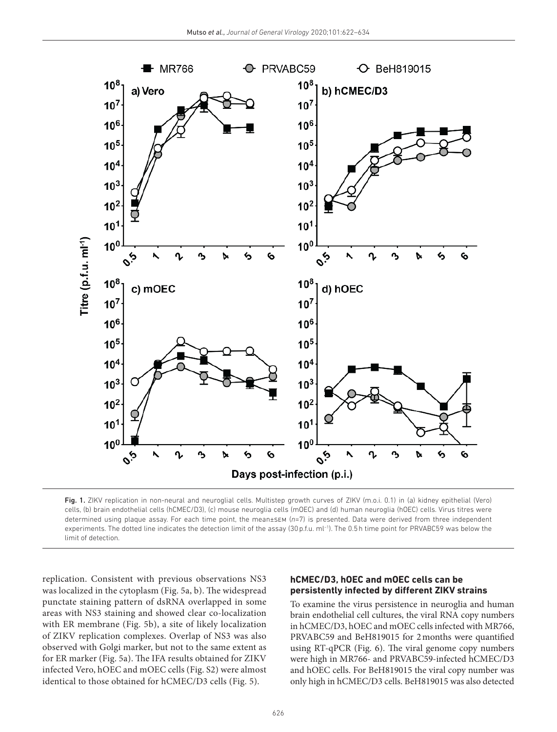Fig. 1. ZIKV replication in non-neural and neuroglial cells. Multistep growth curves of ZIKV (m.o.i. 0.1) in (a) kidney epithelial (Vero) cells, (b) brain endothelial cells (hCMEC/D3), (c) mouse neuroglia cells (mOEC) and (d) human neuroglia (hOEC) cells. Virus titres were determined using plaque assay. For each time point, the mean±SEM ($n$=7) is presented. Data were derived from three independent experiments. The dotted line indicates the detection limit of the assay (30 p.f.u. ml$^{-1}$). The 0.5 h time point for PRVABC59 was below the limit of detection.

replication. Consistent with previous observations NS3 was localized in the cytoplasm (Fig. 5a, b). The widespread punctate staining pattern of dsRNA overlapped in some areas with NS3 staining and showed clear co-localization with ER membrane (Fig. 5b), a site of likely localization of ZIKV replication complexes. Overlap of NS3 was also observed with Golgi marker, but not to the same extent as for ER marker (Fig. 5a). The IFA results obtained for ZIKV infected Vero, hOEC and mOEC cells (Fig. S2) were almost identical to those obtained for hCMEC/D3 cells (Fig. 5).

### hCMEC/D3, hOEC and mOEC cells can be persistently infected by different ZIKV strains

To examine the virus persistence in neuroglia and human brain endothelial cell cultures, the viral RNA copy numbers in hCMEC/D3, hOEC and mOEC cells infected with MR766, PRVABC59 and BeH819015 for 2 months were quantified using RT-qPCR (Fig. 6). The viral genome copy numbers were high in MR766- and PRVABC59-infected hCMEC/D3 and hOEC cells. For BeH819015 the viral copy number was only high in hCMEC/D3 cells. BeH819015 was also detected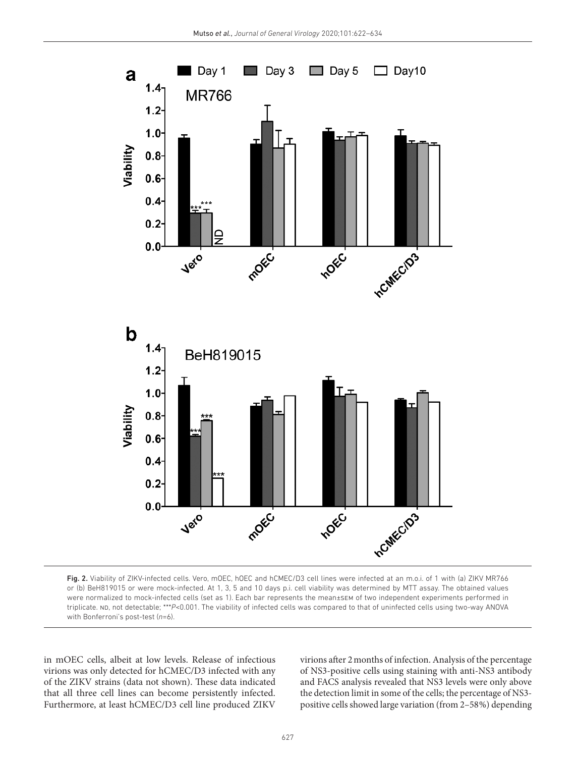Fig. 2. Viability of ZIKV-infected cells. Vero, mOEC, hOEC and hCMEC/D3 cell lines were infected at an m.o.i. of 1 with (a) ZIKV MR766 or (b) BeH819015 or were mock-infected. At 1, 3, 5 and 10 days p.i. cell viability was determined by MTT assay. The obtained values were normalized to mock-infected cells (set as 1). Each bar represents the mean±SEM of two independent experiments performed in triplicate. ND, not detectable; \*\*\*$P<0.001$. The viability of infected cells was compared to that of uninfected cells using two-way ANOVA with Bonferroni's post-test ($n=6$).

in mOEC cells, albeit at low levels. Release of infectious virions was only detected for hCMEC/D3 infected with any of the ZIKV strains (data not shown). These data indicated that all three cell lines can become persistently infected. Furthermore, at least hCMEC/D3 cell line produced ZIKV virions after 2 months of infection. Analysis of the percentage of NS3-positive cells using staining with anti-NS3 antibody and FACS analysis revealed that NS3 levels were only above the detection limit in some of the cells; the percentage of NS3-positive cells showed large variation (from 2–58%) depending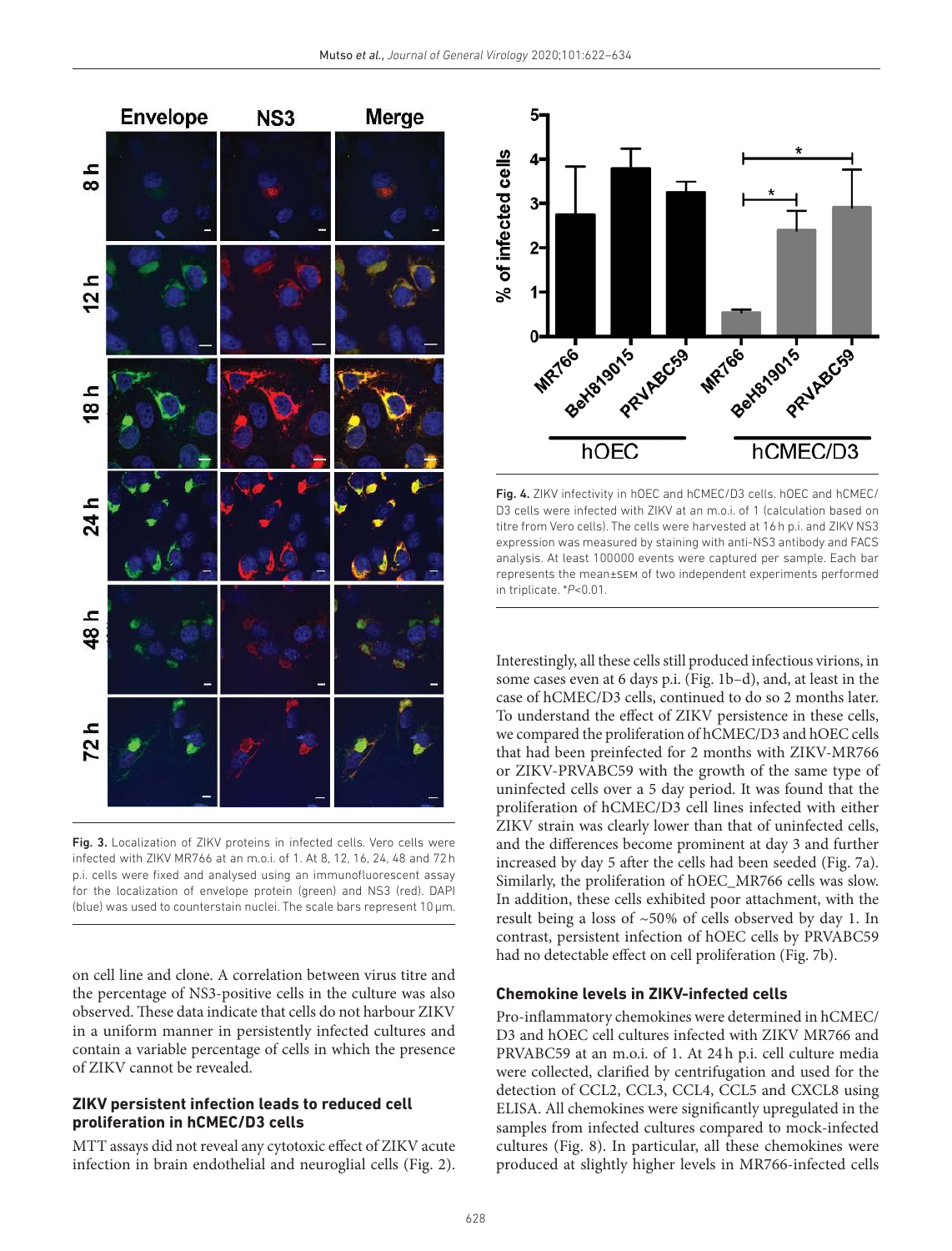Fig. 3. Localization of ZIKV proteins in infected cells. Vero cells were infected with ZIKV MR766 at an m.o.i. of 1. At 8, 12, 16, 24, 48 and 72 h p.i. cells were fixed and analysed using an immunofluorescent assay for the localization of envelope protein (green) and NS3 (red). DAPI (blue) was used to counterstain nuclei. The scale bars represent 10 µm.

on cell line and clone. A correlation between virus titre and the percentage of NS3-positive cells in the culture was also observed. These data indicate that cells do not harbour ZIKV in a uniform manner in persistently infected cultures and contain a variable percentage of cells in which the presence of ZIKV cannot be revealed.

## ZIKV persistent infection leads to reduced cell proliferation in hCMEC/D3 cells

MTT assays did not reveal any cytotoxic effect of ZIKV acute infection in brain endothelial and neuroglial cells (Fig. 2).

Fig. 4. ZIKV infectivity in hOEC and hCMEC/D3 cells. hOEC and hCMEC/D3 cells were infected with ZIKV at an m.o.i. of 1 (calculation based on titre from Vero cells). The cells were harvested at 16 h p.i. and ZIKV NS3 expression was measured by staining with anti-NS3 antibody and FACS analysis. At least 100000 events were captured per sample. Each bar represents the mean±SEM of two independent experiments performed in triplicate. *$P$<0.01.

Interestingly, all these cells still produced infectious virions, in some cases even at 6 days p.i. (Fig. 1b–d), and, at least in the case of hCMEC/D3 cells, continued to do so 2 months later. To understand the effect of ZIKV persistence in these cells, we compared the proliferation of hCMEC/D3 and hOEC cells that had been preinfected for 2 months with ZIKV-MR766 or ZIKV-PRVABC59 with the growth of the same type of uninfected cells over a 5 day period. It was found that the proliferation of hCMEC/D3 cell lines infected with either ZIKV strain was clearly lower than that of uninfected cells, and the differences become prominent at day 3 and further increased by day 5 after the cells had been seeded (Fig. 7a). Similarly, the proliferation of hOEC_MR766 cells was slow. In addition, these cells exhibited poor attachment, with the result being a loss of ~50% of cells observed by day 1. In contrast, persistent infection of hOEC cells by PRVABC59 had no detectable effect on cell proliferation (Fig. 7b).

## Chemokine levels in ZIKV-infected cells

Pro-inflammatory chemokines were determined in hCMEC/D3 and hOEC cell cultures infected with ZIKV MR766 and PRVABC59 at an m.o.i. of 1. At 24 h p.i. cell culture media were collected, clarified by centrifugation and used for the detection of CCL2, CCL3, CCL4, CCL5 and CXCL8 using ELISA. All chemokines were significantly upregulated in the samples from infected cultures compared to mock-infected cultures (Fig. 8). In particular, all these chemokines were produced at slightly higher levels in MR766-infected cells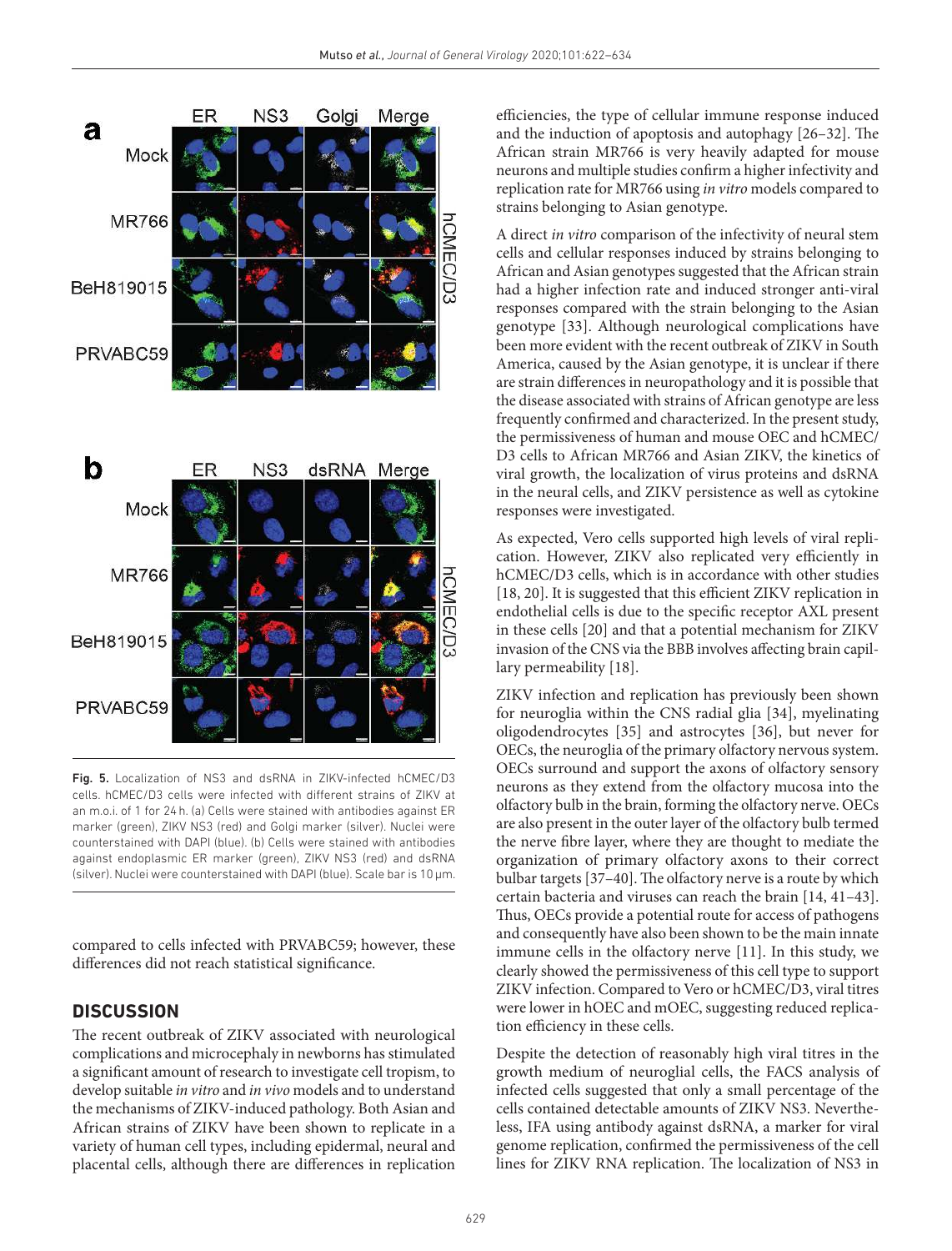Fig. 5. Localization of NS3 and dsRNA in ZIKV-infected hCMEC/D3 cells. hCMEC/D3 cells were infected with different strains of ZIKV at an m.o.i. of 1 for 24 h. (a) Cells were stained with antibodies against ER marker (green), ZIKV NS3 (red) and Golgi marker (silver). Nuclei were counterstained with DAPI (blue). (b) Cells were stained with antibodies against endoplasmic ER marker (green), ZIKV NS3 (red) and dsRNA (silver). Nuclei were counterstained with DAPI (blue). Scale bar is 10 µm.

compared to cells infected with PRVABC59; however, these differences did not reach statistical significance.

## DISCUSSION

The recent outbreak of ZIKV associated with neurological complications and microcephaly in newborns has stimulated a significant amount of research to investigate cell tropism, to develop suitable *in vitro* and *in vivo* models and to understand the mechanisms of ZIKV-induced pathology. Both Asian and African strains of ZIKV have been shown to replicate in a variety of human cell types, including epidermal, neural and placental cells, although there are differences in replication efficiencies, the type of cellular immune response induced and the induction of apoptosis and autophagy [26–32]. The African strain MR766 is very heavily adapted for mouse neurons and multiple studies confirm a higher infectivity and replication rate for MR766 using *in vitro* models compared to strains belonging to Asian genotype.

A direct *in vitro* comparison of the infectivity of neural stem cells and cellular responses induced by strains belonging to African and Asian genotypes suggested that the African strain had a higher infection rate and induced stronger anti-viral responses compared with the strain belonging to the Asian genotype [33]. Although neurological complications have been more evident with the recent outbreak of ZIKV in South America, caused by the Asian genotype, it is unclear if there are strain differences in neuropathology and it is possible that the disease associated with strains of African genotype are less frequently confirmed and characterized. In the present study, the permissiveness of human and mouse OEC and hCMEC/D3 cells to African MR766 and Asian ZIKV, the kinetics of viral growth, the localization of virus proteins and dsRNA in the neural cells, and ZIKV persistence as well as cytokine responses were investigated.

As expected, Vero cells supported high levels of viral replication. However, ZIKV also replicated very efficiently in hCMEC/D3 cells, which is in accordance with other studies [18, 20]. It is suggested that this efficient ZIKV replication in endothelial cells is due to the specific receptor AXL present in these cells [20] and that a potential mechanism for ZIKV invasion of the CNS via the BBB involves affecting brain capillary permeability [18].

ZIKV infection and replication has previously been shown for neuroglia within the CNS radial glia [34], myelinating oligodendrocytes [35] and astrocytes [36], but never for OECs, the neuroglia of the primary olfactory nervous system. OECs surround and support the axons of olfactory sensory neurons as they extend from the olfactory mucosa into the olfactory bulb in the brain, forming the olfactory nerve. OECs are also present in the outer layer of the olfactory bulb termed the nerve fibre layer, where they are thought to mediate the organization of primary olfactory axons to their correct bulbar targets [37–40]. The olfactory nerve is a route by which certain bacteria and viruses can reach the brain [14, 41–43]. Thus, OECs provide a potential route for access of pathogens and consequently have also been shown to be the main innate immune cells in the olfactory nerve [11]. In this study, we clearly showed the permissiveness of this cell type to support ZIKV infection. Compared to Vero or hCMEC/D3, viral titres were lower in hOEC and mOEC, suggesting reduced replication efficiency in these cells.

Despite the detection of reasonably high viral titres in the growth medium of neuroglial cells, the FACS analysis of infected cells suggested that only a small percentage of the cells contained detectable amounts of ZIKV NS3. Nevertheless, IFA using antibody against dsRNA, a marker for viral genome replication, confirmed the permissiveness of the cell lines for ZIKV RNA replication. The localization of NS3 in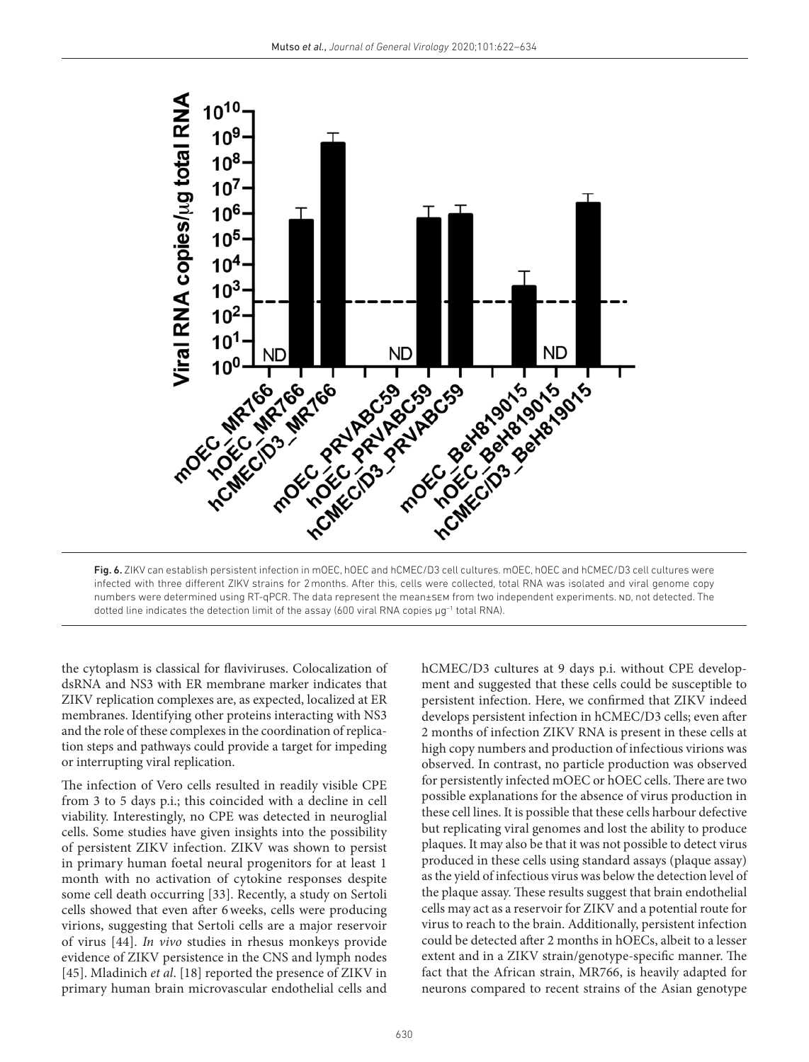Fig. 6. ZIKV can establish persistent infection in mOEC, hOEC and hCMEC/D3 cell cultures. mOEC, hOEC and hCMEC/D3 cell cultures were infected with three different ZIKV strains for 2 months. After this, cells were collected, total RNA was isolated and viral genome copy numbers were determined using RT-qPCR. The data represent the mean±SEM from two independent experiments. ND, not detected. The dotted line indicates the detection limit of the assay (600 viral RNA copies μg$^{-1}$ total RNA).

the cytoplasm is classical for flaviviruses. Colocalization of dsRNA and NS3 with ER membrane marker indicates that ZIKV replication complexes are, as expected, localized at ER membranes. Identifying other proteins interacting with NS3 and the role of these complexes in the coordination of replication steps and pathways could provide a target for impeding or interrupting viral replication.

The infection of Vero cells resulted in readily visible CPE from 3 to 5 days p.i.; this coincided with a decline in cell viability. Interestingly, no CPE was detected in neuroglial cells. Some studies have given insights into the possibility of persistent ZIKV infection. ZIKV was shown to persist in primary human foetal neural progenitors for at least 1 month with no activation of cytokine responses despite some cell death occurring [33]. Recently, a study on Sertoli cells showed that even after 6 weeks, cells were producing virions, suggesting that Sertoli cells are a major reservoir of virus [44]. *In vivo* studies in rhesus monkeys provide evidence of ZIKV persistence in the CNS and lymph nodes [45]. Mladinich *et al.* [18] reported the presence of ZIKV in primary human brain microvascular endothelial cells and hCMEC/D3 cultures at 9 days p.i. without CPE development and suggested that these cells could be susceptible to persistent infection. Here, we confirmed that ZIKV indeed develops persistent infection in hCMEC/D3 cells; even after 2 months of infection ZIKV RNA is present in these cells at high copy numbers and production of infectious virions was observed. In contrast, no particle production was observed for persistently infected mOEC or hOEC cells. There are two possible explanations for the absence of virus production in these cell lines. It is possible that these cells harbour defective but replicating viral genomes and lost the ability to produce plaques. It may also be that it was not possible to detect virus produced in these cells using standard assays (plaque assay) as the yield of infectious virus was below the detection level of the plaque assay. These results suggest that brain endothelial cells may act as a reservoir for ZIKV and a potential route for virus to reach to the brain. Additionally, persistent infection could be detected after 2 months in hOECs, albeit to a lesser extent and in a ZIKV strain/genotype-specific manner. The fact that the African strain, MR766, is heavily adapted for neurons compared to recent strains of the Asian genotype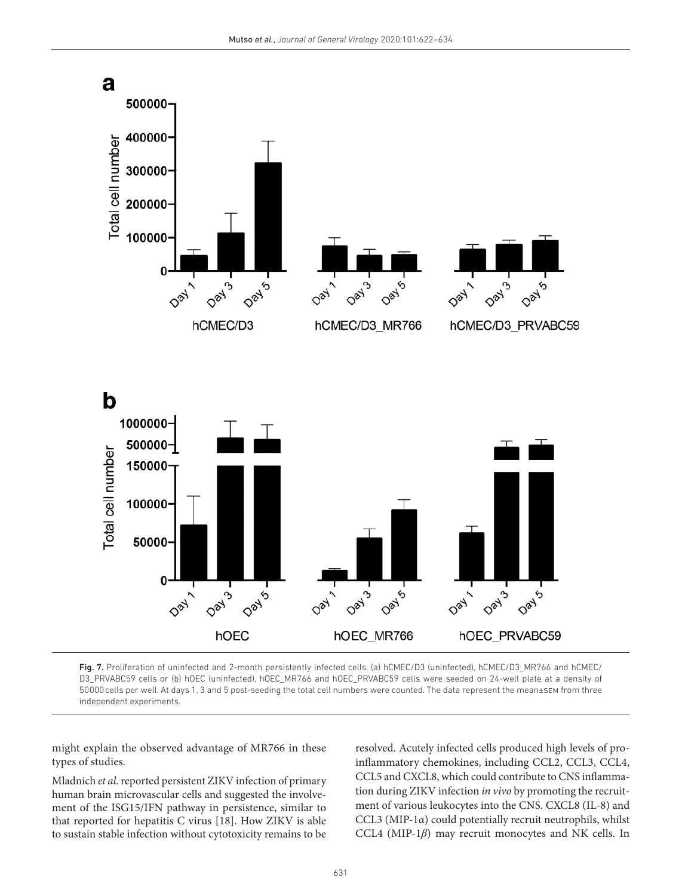Fig. 7. Proliferation of uninfected and 2-month persistently infected cells. (a) hCMEC/D3 (uninfected), hCMEC/D3_MR766 and hCMEC/D3_PRVABC59 cells or (b) hOEC (uninfected), hOEC_MR766 and hOEC_PRVABC59 cells were seeded on 24-well plate at a density of 50000 cells per well. At days 1, 3 and 5 post-seeding the total cell numbers were counted. The data represent the mean±SEM from three independent experiments.

might explain the observed advantage of MR766 in these types of studies.

Mladnich *et al.* reported persistent ZIKV infection of primary human brain microvascular cells and suggested the involvement of the ISG15/IFN pathway in persistence, similar to that reported for hepatitis C virus [18]. How ZIKV is able to sustain stable infection without cytotoxicity remains to be resolved. Acutely infected cells produced high levels of pro-inflammatory chemokines, including CCL2, CCL3, CCL4, CCL5 and CXCL8, which could contribute to CNS inflammation during ZIKV infection *in vivo* by promoting the recruitment of various leukocytes into the CNS. CXCL8 (IL-8) and CCL3 (MIP-1α) could potentially recruit neutrophils, whilst CCL4 (MIP-1*β*) may recruit monocytes and NK cells. In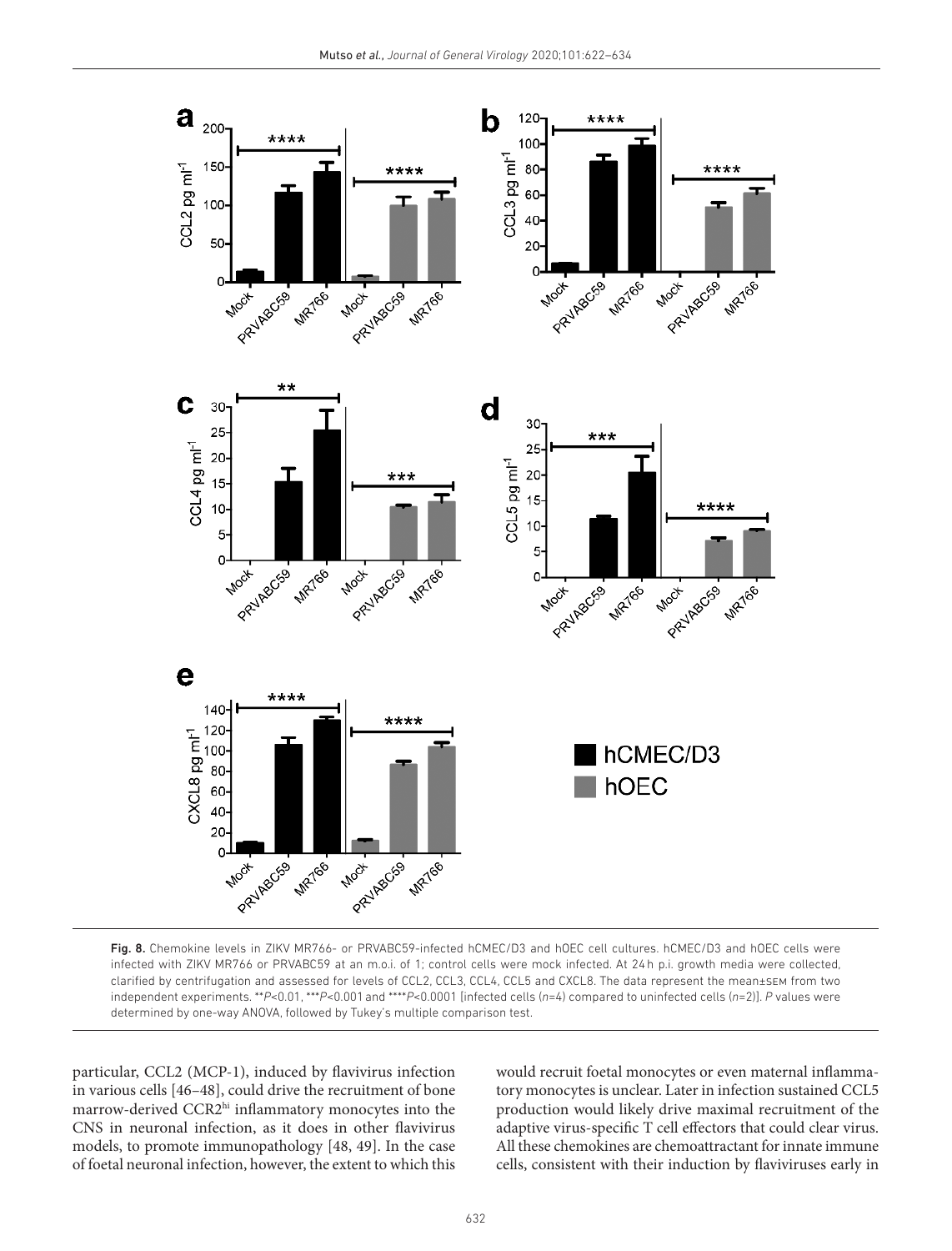Fig. 8. Chemokine levels in ZIKV MR766- or PRVABC59-infected hCMEC/D3 and hOEC cell cultures. hCMEC/D3 and hOEC cells were infected with ZIKV MR766 or PRVABC59 at an m.o.i. of 1; control cells were mock infected. At 24 h p.i. growth media were collected, clarified by centrifugation and assessed for levels of CCL2, CCL3, CCL4, CCL5 and CXCL8. The data represent the mean±SEM from two independent experiments. ***P*<0.01, ****P*<0.001 and *****P*<0.0001 [infected cells (*n*=4) compared to uninfected cells (*n*=2)]. *P* values were determined by one-way ANOVA, followed by Tukey's multiple comparison test.

particular, CCL2 (MCP-1), induced by flavivirus infection in various cells [46–48], could drive the recruitment of bone marrow-derived CCR2[hi] inflammatory monocytes into the CNS in neuronal infection, as it does in other flavivirus models, to promote immunopathology [48, 49]. In the case of foetal neuronal infection, however, the extent to which this would recruit foetal monocytes or even maternal inflammatory monocytes is unclear. Later in infection sustained CCL5 production would likely drive maximal recruitment of the adaptive virus-specific T cell effectors that could clear virus. All these chemokines are chemoattractant for innate immune cells, consistent with their induction by flaviviruses early in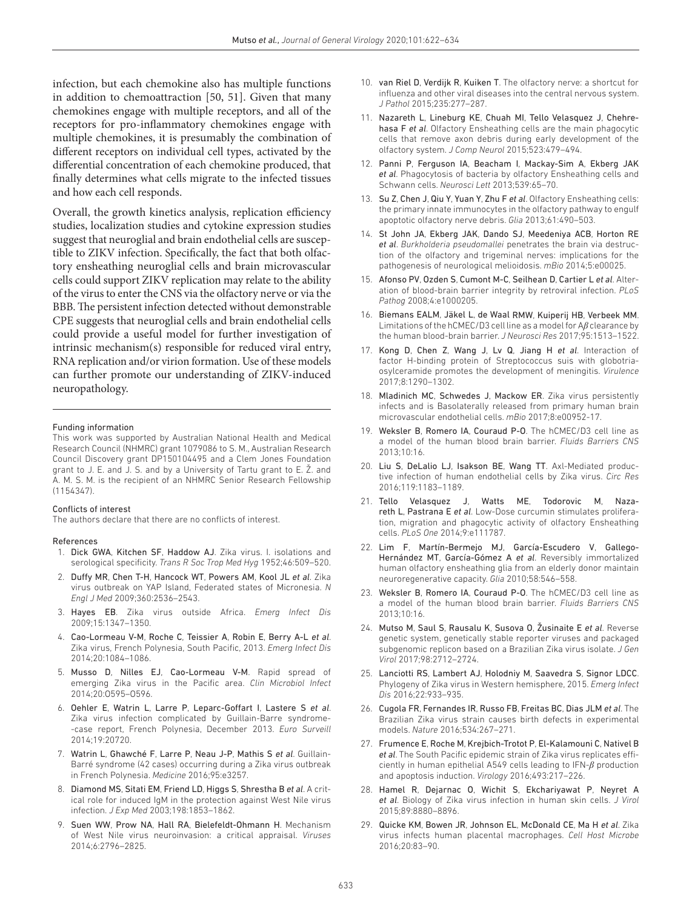infection, but each chemokine also has multiple functions in addition to chemoattraction [50, 51]. Given that many chemokines engage with multiple receptors, and all of the receptors for pro-inflammatory chemokines engage with multiple chemokines, it is presumably the combination of different receptors on individual cell types, activated by the differential concentration of each chemokine produced, that finally determines what cells migrate to the infected tissues and how each cell responds.

Overall, the growth kinetics analysis, replication efficiency studies, localization studies and cytokine expression studies suggest that neuroglial and brain endothelial cells are susceptible to ZIKV infection. Specifically, the fact that both olfactory ensheathing neuroglial cells and brain microvascular cells could support ZIKV replication may relate to the ability of the virus to enter the CNS via the olfactory nerve or via the BBB. The persistent infection detected without demonstrable CPE suggests that neuroglial cells and brain endothelial cells could provide a useful model for further investigation of intrinsic mechanism(s) responsible for reduced viral entry, RNA replication and/or virion formation. Use of these models can further promote our understanding of ZIKV-induced neuropathology.

#### Funding information

This work was supported by Australian National Health and Medical Research Council (NHMRC) grant 1079086 to S. M., Australian Research Council Discovery grant DP150104495 and a Clem Jones Foundation grant to J. E. and J. S. and by a University of Tartu grant to E. Ž. and A. M. S. M. is the recipient of an NHMRC Senior Research Fellowship (1154347).

#### Conflicts of interest

The authors declare that there are no conflicts of interest.

#### References

1. Dick GWA, Kitchen SF, Haddow AJ. Zika virus. I. isolations and serological specificity. *Trans R Soc Trop Med Hyg* 1952;46:509–520.
2. Duffy MR, Chen T-H, Hancock WT, Powers AM, Kool JL *et al*. Zika virus outbreak on YAP Island, Federated states of Micronesia. *N Engl J Med* 2009;360:2536–2543.
3. Hayes EB. Zika virus outside Africa. *Emerg Infect Dis* 2009;15:1347–1350.
4. Cao-Lormeau V-M, Roche C, Teissier A, Robin E, Berry A-L *et al*. Zika virus, French Polynesia, South Pacific, 2013. *Emerg Infect Dis* 2014;20:1084–1086.
5. Musso D, Nilles EJ, Cao-Lormeau V-M. Rapid spread of emerging Zika virus in the Pacific area. *Clin Microbiol Infect* 2014;20:O595–O596.
6. Oehler E, Watrin L, Larre P, Leparc-Goffart I, Lastere S *et al*. Zika virus infection complicated by Guillain-Barre syndrome--case report, French Polynesia, December 2013. *Euro Surveill* 2014;19:20720.
7. Watrin L, Ghawché F, Larre P, Neau J-P, Mathis S *et al*. Guillain-Barré syndrome (42 cases) occurring during a Zika virus outbreak in French Polynesia. *Medicine* 2016;95:e3257.
8. Diamond MS, Sitati EM, Friend LD, Higgs S, Shrestha B *et al*. A critical role for induced IgM in the protection against West Nile virus infection. *J Exp Med* 2003;198:1853–1862.
9. Suen WW, Prow NA, Hall RA, Bielefeldt-Ohmann H. Mechanism of West Nile virus neuroinvasion: a critical appraisal. *Viruses* 2014;6:2796–2825.
10. van Riel D, Verdijk R, Kuiken T. The olfactory nerve: a shortcut for influenza and other viral diseases into the central nervous system. *J Pathol* 2015;235:277–287.
11. Nazareth L, Lineburg KE, Chuah MI, Tello Velasquez J, Chehrehasa F *et al*. Olfactory Ensheathing cells are the main phagocytic cells that remove axon debris during early development of the olfactory system. *J Comp Neurol* 2015;523:479–494.
12. Panni P, Ferguson IA, Beacham I, Mackay-Sim A, Ekberg JAK *et al*. Phagocytosis of bacteria by olfactory Ensheathing cells and Schwann cells. *Neurosci Lett* 2013;539:65–70.
13. Su Z, Chen J, Qiu Y, Yuan Y, Zhu F *et al*. Olfactory Ensheathing cells: the primary innate immunocytes in the olfactory pathway to engulf apoptotic olfactory nerve debris. *Glia* 2013;61:490–503.
14. St John JA, Ekberg JAK, Dando SJ, Meedeniya ACB, Horton RE *et al*. *Burkholderia pseudomallei* penetrates the brain via destruction of the olfactory and trigeminal nerves: implications for the pathogenesis of neurological melioidosis. *mBio* 2014;5:e00025.
15. Afonso PV, Ozden S, Cumont M-C, Seilhean D, Cartier L *et al*. Alteration of blood-brain barrier integrity by retroviral infection. *PLoS Pathog* 2008;4:e1000205.
16. Biemans EALM, Jäkel L, de Waal RMW, Kuiperij HB, Verbeek MM. Limitations of the hCMEC/D3 cell line as a model for A$\beta$ clearance by the human blood-brain barrier. *J Neurosci Res* 2017;95:1513–1522.
17. Kong D, Chen Z, Wang J, Lv Q, Jiang H *et al*. Interaction of factor H-binding protein of Streptococcus suis with globotriaosylceramide promotes the development of meningitis. *Virulence* 2017;8:1290–1302.
18. Mladinich MC, Schwedes J, Mackow ER. Zika virus persistently infects and is Basolaterally released from primary human brain microvascular endothelial cells. *mBio* 2017;8:e00952-17.
19. Weksler B, Romero IA, Couraud P-O. The hCMEC/D3 cell line as a model of the human blood brain barrier. *Fluids Barriers CNS* 2013;10:16.
20. Liu S, DeLalio LJ, Isakson BE, Wang TT. Axl-Mediated productive infection of human endothelial cells by Zika virus. *Circ Res* 2016;119:1183–1189.
21. Tello Velasquez J, Watts ME, Todorovic M, Nazareth L, Pastrana E *et al*. Low-Dose curcumin stimulates proliferation, migration and phagocytic activity of olfactory Ensheathing cells. *PLoS One* 2014;9:e111787.
22. Lim F, Martín-Bermejo MJ, García-Escudero V, Gallego-Hernández MT, García-Gómez A *et al*. Reversibly immortalized human olfactory ensheathing glia from an elderly donor maintain neuroregenerative capacity. *Glia* 2010;58:546–558.
23. Weksler B, Romero IA, Couraud P-O. The hCMEC/D3 cell line as a model of the human blood brain barrier. *Fluids Barriers CNS* 2013;10:16.
24. Mutso M, Saul S, Rausalu K, Susova O, Žusinaite E *et al*. Reverse genetic system, genetically stable reporter viruses and packaged subgenomic replicon based on a Brazilian Zika virus isolate. *J Gen Virol* 2017;98:2712–2724.
25. Lanciotti RS, Lambert AJ, Holodniy M, Saavedra S, Signor LDCC. Phylogeny of Zika virus in Western hemisphere, 2015. *Emerg Infect Dis* 2016;22:933–935.
26. Cugola FR, Fernandes IR, Russo FB, Freitas BC, Dias JLM *et al*. The Brazilian Zika virus strain causes birth defects in experimental models. *Nature* 2016;534:267–271.
27. Frumence E, Roche M, Krejbich-Trotot P, El-Kalamouni C, Nativel B *et al*. The South Pacific epidemic strain of Zika virus replicates efficiently in human epithelial A549 cells leading to IFN-$\beta$ production and apoptosis induction. *Virology* 2016;493:217–226.
28. Hamel R, Dejarnac O, Wichit S, Ekchariyawat P, Neyret A *et al*. Biology of Zika virus infection in human skin cells. *J Virol* 2015;89:8880–8896.
29. Quicke KM, Bowen JR, Johnson EL, McDonald CE, Ma H *et al*. Zika virus infects human placental macrophages. *Cell Host Microbe* 2016;20:83–90.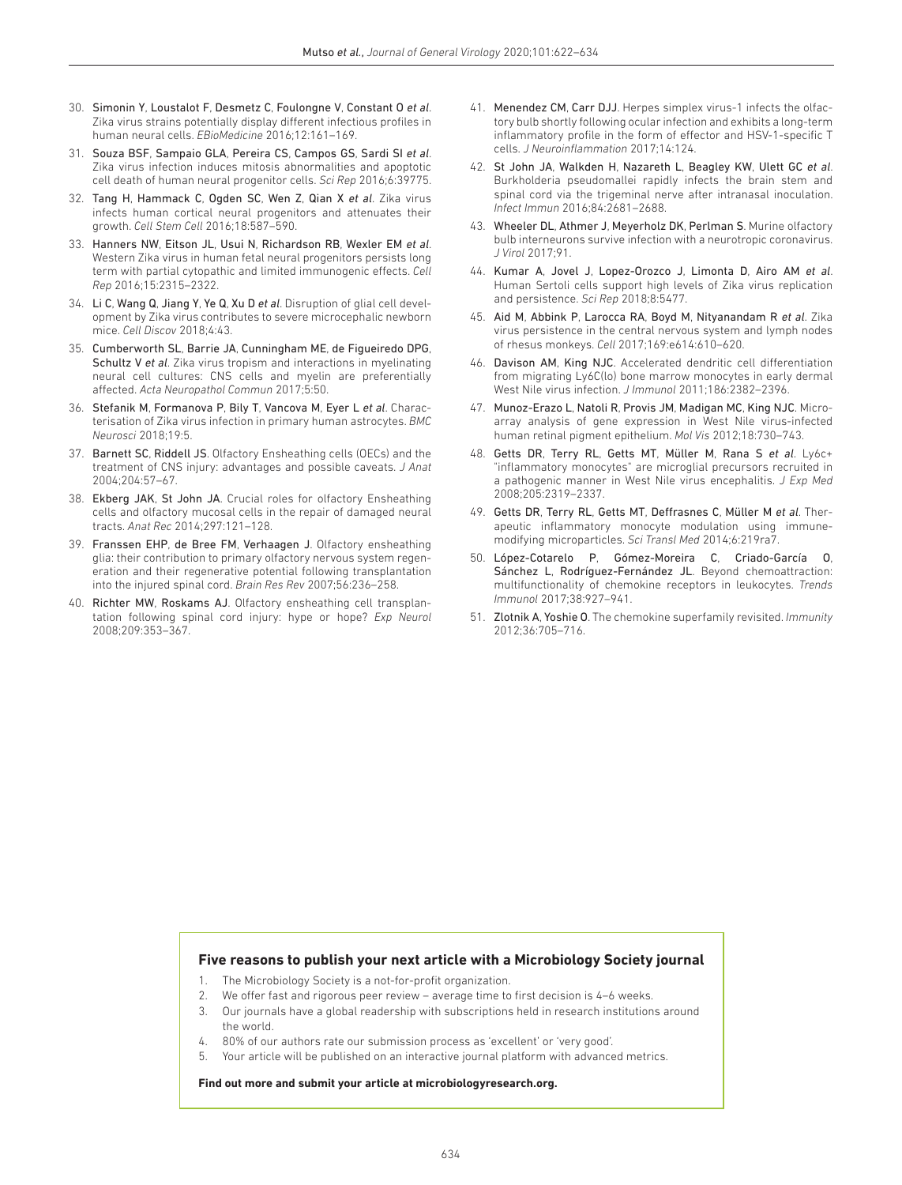30. Simonin Y, Loustalot F, Desmetz C, Foulongne V, Constant O *et al*. Zika virus strains potentially display different infectious profiles in human neural cells. *EBioMedicine* 2016;12:161–169.
31. Souza BSF, Sampaio GLA, Pereira CS, Campos GS, Sardi SI *et al*. Zika virus infection induces mitosis abnormalities and apoptotic cell death of human neural progenitor cells. *Sci Rep* 2016;6:39775.
32. Tang H, Hammack C, Ogden SC, Wen Z, Qian X *et al*. Zika virus infects human cortical neural progenitors and attenuates their growth. *Cell Stem Cell* 2016;18:587–590.
33. Hanners NW, Eitson JL, Usui N, Richardson RB, Wexler EM *et al*. Western Zika virus in human fetal neural progenitors persists long term with partial cytopathic and limited immunogenic effects. *Cell Rep* 2016;15:2315–2322.
34. Li C, Wang Q, Jiang Y, Ye Q, Xu D *et al*. Disruption of glial cell development by Zika virus contributes to severe microcephalic newborn mice. *Cell Discov* 2018;4:43.
35. Cumberworth SL, Barrie JA, Cunningham ME, de Figueiredo DPG, Schultz V *et al*. Zika virus tropism and interactions in myelinating neural cell cultures: CNS cells and myelin are preferentially affected. *Acta Neuropathol Commun* 2017;5:50.
36. Stefanik M, Formanova P, Bily T, Vancova M, Eyer L *et al*. Characterisation of Zika virus infection in primary human astrocytes. *BMC Neurosci* 2018;19:5.
37. Barnett SC, Riddell JS. Olfactory Ensheathing cells (OECs) and the treatment of CNS injury: advantages and possible caveats. *J Anat* 2004;204:57–67.
38. Ekberg JAK, St John JA. Crucial roles for olfactory Ensheathing cells and olfactory mucosal cells in the repair of damaged neural tracts. *Anat Rec* 2014;297:121–128.
39. Franssen EHP, de Bree FM, Verhaagen J. Olfactory ensheathing glia: their contribution to primary olfactory nervous system regeneration and their regenerative potential following transplantation into the injured spinal cord. *Brain Res Rev* 2007;56:236–258.
40. Richter MW, Roskams AJ. Olfactory ensheathing cell transplantation following spinal cord injury: hype or hope? *Exp Neurol* 2008;209:353–367.
41. Menendez CM, Carr DJJ. Herpes simplex virus-1 infects the olfactory bulb shortly following ocular infection and exhibits a long-term inflammatory profile in the form of effector and HSV-1-specific T cells. *J Neuroinflammation* 2017;14:124.
42. St John JA, Walkden H, Nazareth L, Beagley KW, Ulett GC *et al*. Burkholderia pseudomallei rapidly infects the brain stem and spinal cord via the trigeminal nerve after intranasal inoculation. *Infect Immun* 2016;84:2681–2688.
43. Wheeler DL, Athmer J, Meyerholz DK, Perlman S. Murine olfactory bulb interneurons survive infection with a neurotropic coronavirus. *J Virol* 2017;91.
44. Kumar A, Jovel J, Lopez-Orozco J, Limonta D, Airo AM *et al*. Human Sertoli cells support high levels of Zika virus replication and persistence. *Sci Rep* 2018;8:5477.
45. Aid M, Abbink P, Larocca RA, Boyd M, Nityanandam R *et al*. Zika virus persistence in the central nervous system and lymph nodes of rhesus monkeys. *Cell* 2017;169:e614:610–620.
46. Davison AM, King NJC. Accelerated dendritic cell differentiation from migrating Ly6C(lo) bone marrow monocytes in early dermal West Nile virus infection. *J Immunol* 2011;186:2382–2396.
47. Munoz-Erazo L, Natoli R, Provis JM, Madigan MC, King NJC. Microarray analysis of gene expression in West Nile virus-infected human retinal pigment epithelium. *Mol Vis* 2012;18:730–743.
48. Getts DR, Terry RL, Getts MT, Müller M, Rana S *et al*. Ly6c+ "inflammatory monocytes" are microglial precursors recruited in a pathogenic manner in West Nile virus encephalitis. *J Exp Med* 2008;205:2319–2337.
49. Getts DR, Terry RL, Getts MT, Deffrasnes C, Müller M *et al*. Therapeutic inflammatory monocyte modulation using immune-modifying microparticles. *Sci Transl Med* 2014;6:219ra7.
50. López-Cotarelo P, Gómez-Moreira C, Criado-García O, Sánchez L, Rodríguez-Fernández JL. Beyond chemoattraction: multifunctionality of chemokine receptors in leukocytes. *Trends Immunol* 2017;38:927–941.
51. Zlotnik A, Yoshie O. The chemokine superfamily revisited. *Immunity* 2012;36:705–716.

**Five reasons to publish your next article with a Microbiology Society journal**

1. The Microbiology Society is a not-for-profit organization.
2. We offer fast and rigorous peer review – average time to first decision is 4–6 weeks.
3. Our journals have a global readership with subscriptions held in research institutions around the world.
4. 80% of our authors rate our submission process as 'excellent' or 'very good'.
5. Your article will be published on an interactive journal platform with advanced metrics.

**Find out more and submit your article at microbiologyresearch.org.**